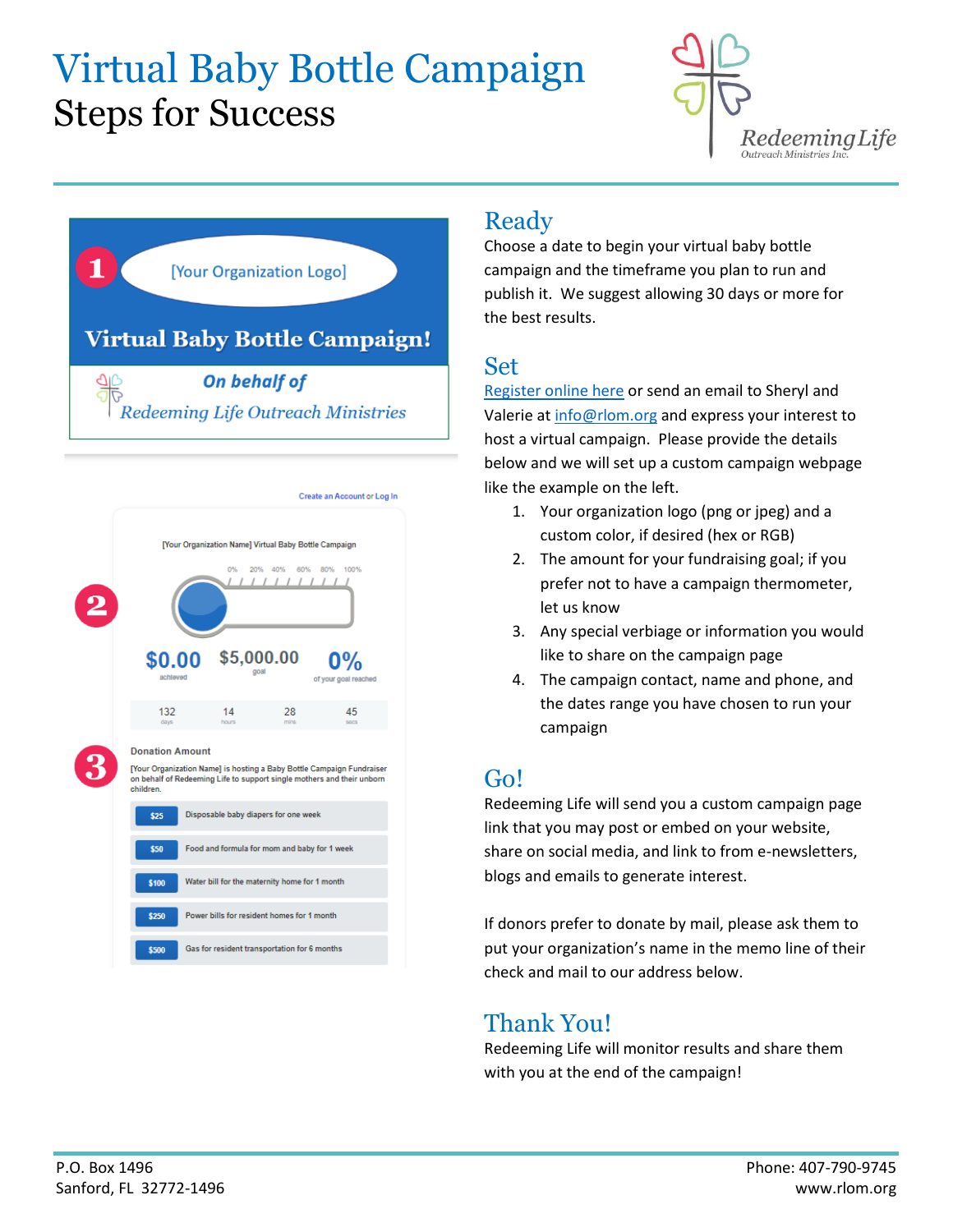# Virtual Baby Bottle Campaign

## Steps for Success

Redeeming Life
Outreach Ministries Inc.

1 [Your Organization Logo]

**Virtual Baby Bottle Campaign!**

*On behalf of*
*Redeeming Life Outreach Ministries*

Create an Account or Log In

[Your Organization Name] Virtual Baby Bottle Campaign

2

0% 20% 40% 60% 80% 100%

$0.00 achieved | $5,000.00 goal | 0% of your goal reached

| 132 | 14 | 28 | 45 |
|---|---|---|---|
| days | hours | mins | secs |

3

Donation Amount

[Your Organization Name] is hosting a Baby Bottle Campaign Fundraiser on behalf of Redeeming Life to support single mothers and their unborn children.

| | |
|---|---|
| $25 | Disposable baby diapers for one week |
| $50 | Food and formula for mom and baby for 1 week |
| $100 | Water bill for the maternity home for 1 month |
| $250 | Power bills for resident homes for 1 month |
| $500 | Gas for resident transportation for 6 months |

## Ready

Choose a date to begin your virtual baby bottle campaign and the timeframe you plan to run and publish it. We suggest allowing 30 days or more for the best results.

## Set

Register online here or send an email to Sheryl and Valerie at info@rlom.org and express your interest to host a virtual campaign. Please provide the details below and we will set up a custom campaign webpage like the example on the left.

1. Your organization logo (png or jpeg) and a custom color, if desired (hex or RGB)
2. The amount for your fundraising goal; if you prefer not to have a campaign thermometer, let us know
3. Any special verbiage or information you would like to share on the campaign page
4. The campaign contact, name and phone, and the dates range you have chosen to run your campaign

## Go!

Redeeming Life will send you a custom campaign page link that you may post or embed on your website, share on social media, and link to from e-newsletters, blogs and emails to generate interest.

If donors prefer to donate by mail, please ask them to put your organization's name in the memo line of their check and mail to our address below.

## Thank You!

Redeeming Life will monitor results and share them with you at the end of the campaign!

P.O. Box 1496
Sanford, FL 32772-1496

Phone: 407-790-9745
www.rlom.org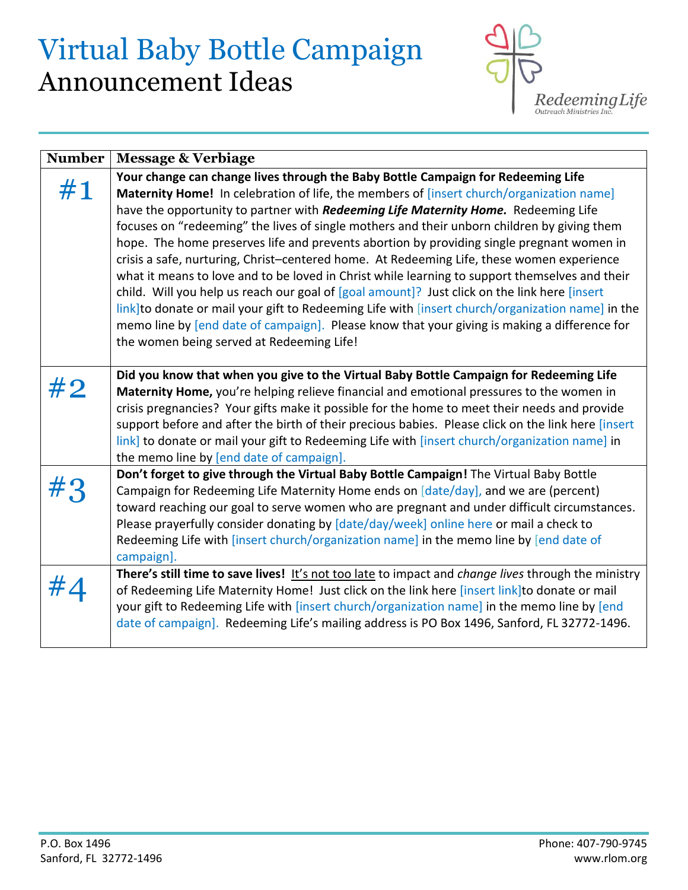# Virtual Baby Bottle Campaign
## Announcement Ideas

RedeemingLife
Outreach Ministries Inc.

| Number | Message & Verbiage |
|---|---|
| #1 | **Your change can change lives through the Baby Bottle Campaign for Redeeming Life Maternity Home!** In celebration of life, the members of [insert church/organization name] have the opportunity to partner with ***Redeeming Life Maternity Home.*** Redeeming Life focuses on "redeeming" the lives of single mothers and their unborn children by giving them hope. The home preserves life and prevents abortion by providing single pregnant women in crisis a safe, nurturing, Christ–centered home. At Redeeming Life, these women experience what it means to love and to be loved in Christ while learning to support themselves and their child. Will you help us reach our goal of [goal amount]? Just click on the link here [insert link]to donate or mail your gift to Redeeming Life with [insert church/organization name] in the memo line by [end date of campaign]. Please know that your giving is making a difference for the women being served at Redeeming Life! |
| #2 | **Did you know that when you give to the Virtual Baby Bottle Campaign for Redeeming Life Maternity Home,** you're helping relieve financial and emotional pressures to the women in crisis pregnancies? Your gifts make it possible for the home to meet their needs and provide support before and after the birth of their precious babies. Please click on the link here [insert link] to donate or mail your gift to Redeeming Life with [insert church/organization name] in the memo line by [end date of campaign]. |
| #3 | **Don't forget to give through the Virtual Baby Bottle Campaign!** The Virtual Baby Bottle Campaign for Redeeming Life Maternity Home ends on [date/day], and we are (percent) toward reaching our goal to serve women who are pregnant and under difficult circumstances. Please prayerfully consider donating by [date/day/week] online here or mail a check to Redeeming Life with [insert church/organization name] in the memo line by [end date of campaign]. |
| #4 | **There's still time to save lives!** <u>It's not too late</u> to impact and *change lives* through the ministry of Redeeming Life Maternity Home! Just click on the link here [insert link]to donate or mail your gift to Redeeming Life with [insert church/organization name] in the memo line by [end date of campaign]. Redeeming Life's mailing address is PO Box 1496, Sanford, FL 32772-1496. |

P.O. Box 1496
Sanford, FL 32772-1496

Phone: 407-790-9745
www.rlom.org